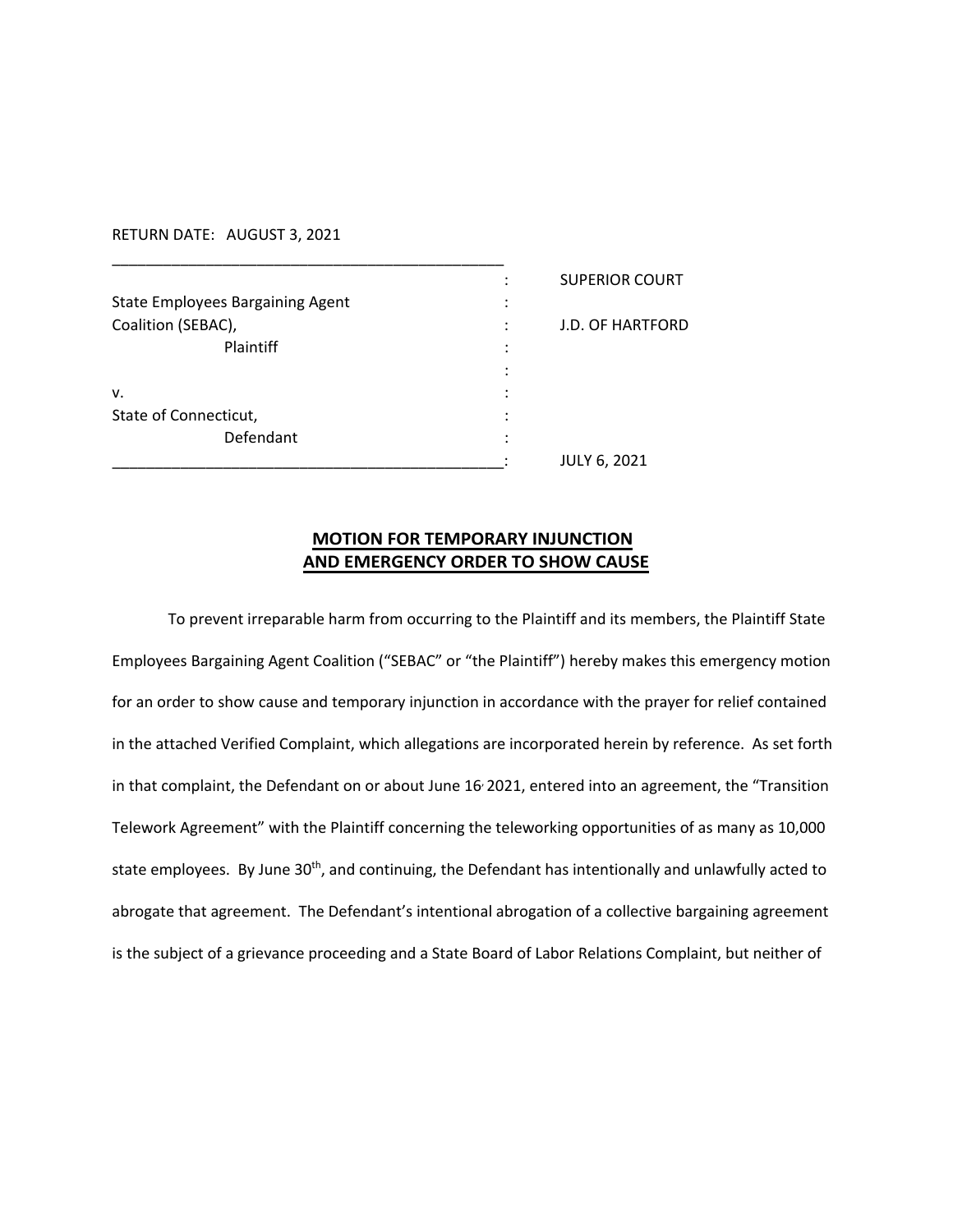RETURN DATE: AUGUST 3, 2021

| | | |
|---|---|---|
| | : | SUPERIOR COURT |
| State Employees Bargaining Agent | : | |
| Coalition (SEBAC), | : | J.D. OF HARTFORD |
| Plaintiff | : | |
| | : | |
| v. | : | |
| State of Connecticut, | : | |
| Defendant | : | |
| | : | JULY 6, 2021 |

## MOTION FOR TEMPORARY INJUNCTION AND EMERGENCY ORDER TO SHOW CAUSE

To prevent irreparable harm from occurring to the Plaintiff and its members, the Plaintiff State Employees Bargaining Agent Coalition ("SEBAC" or "the Plaintiff") hereby makes this emergency motion for an order to show cause and temporary injunction in accordance with the prayer for relief contained in the attached Verified Complaint, which allegations are incorporated herein by reference. As set forth in that complaint, the Defendant on or about June 16, 2021, entered into an agreement, the "Transition Telework Agreement" with the Plaintiff concerning the teleworking opportunities of as many as 10,000 state employees. By June 30th, and continuing, the Defendant has intentionally and unlawfully acted to abrogate that agreement. The Defendant's intentional abrogation of a collective bargaining agreement is the subject of a grievance proceeding and a State Board of Labor Relations Complaint, but neither of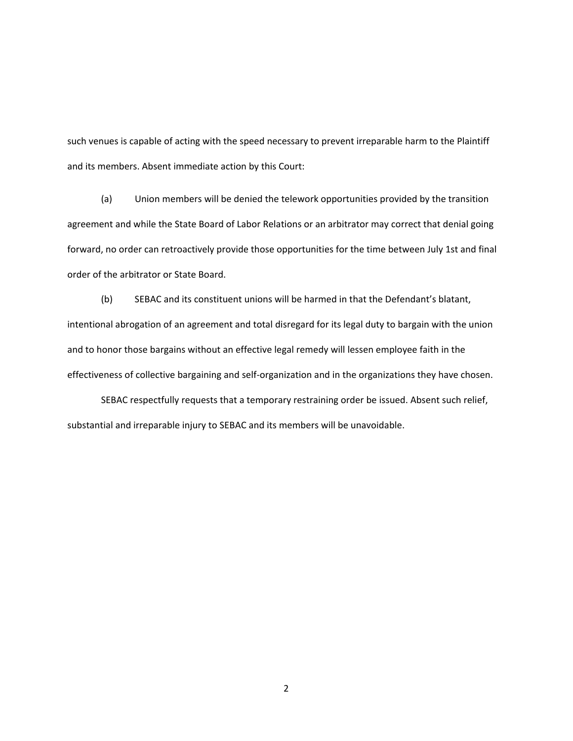such venues is capable of acting with the speed necessary to prevent irreparable harm to the Plaintiff and its members. Absent immediate action by this Court:

(a) Union members will be denied the telework opportunities provided by the transition agreement and while the State Board of Labor Relations or an arbitrator may correct that denial going forward, no order can retroactively provide those opportunities for the time between July 1st and final order of the arbitrator or State Board.

(b) SEBAC and its constituent unions will be harmed in that the Defendant's blatant, intentional abrogation of an agreement and total disregard for its legal duty to bargain with the union and to honor those bargains without an effective legal remedy will lessen employee faith in the effectiveness of collective bargaining and self-organization and in the organizations they have chosen.

SEBAC respectfully requests that a temporary restraining order be issued. Absent such relief, substantial and irreparable injury to SEBAC and its members will be unavoidable.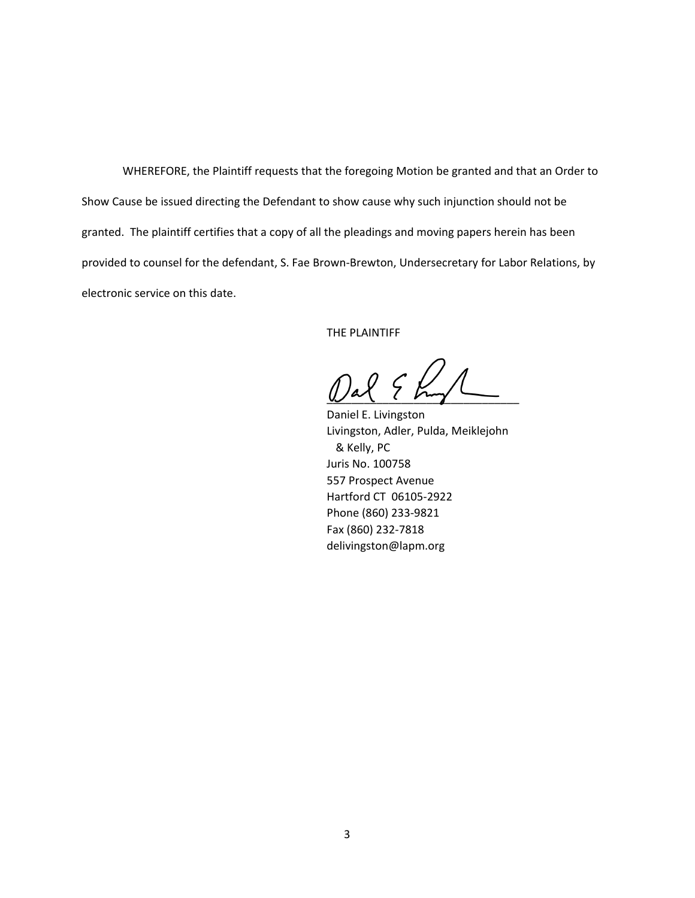WHEREFORE, the Plaintiff requests that the foregoing Motion be granted and that an Order to Show Cause be issued directing the Defendant to show cause why such injunction should not be granted. The plaintiff certifies that a copy of all the pleadings and moving papers herein has been provided to counsel for the defendant, S. Fae Brown-Brewton, Undersecretary for Labor Relations, by electronic service on this date.

THE PLAINTIFF

\_\_\_\_\_\_\_\_\_\_\_\_\_\_\_\_\_\_\_\_\_\_\_\_\_\_\_\_\_\_

Daniel E. Livingston
Livingston, Adler, Pulda, Meiklejohn
& Kelly, PC
Juris No. 100758
557 Prospect Avenue
Hartford CT 06105-2922
Phone (860) 233-9821
Fax (860) 232-7818
delivingston@lapm.org